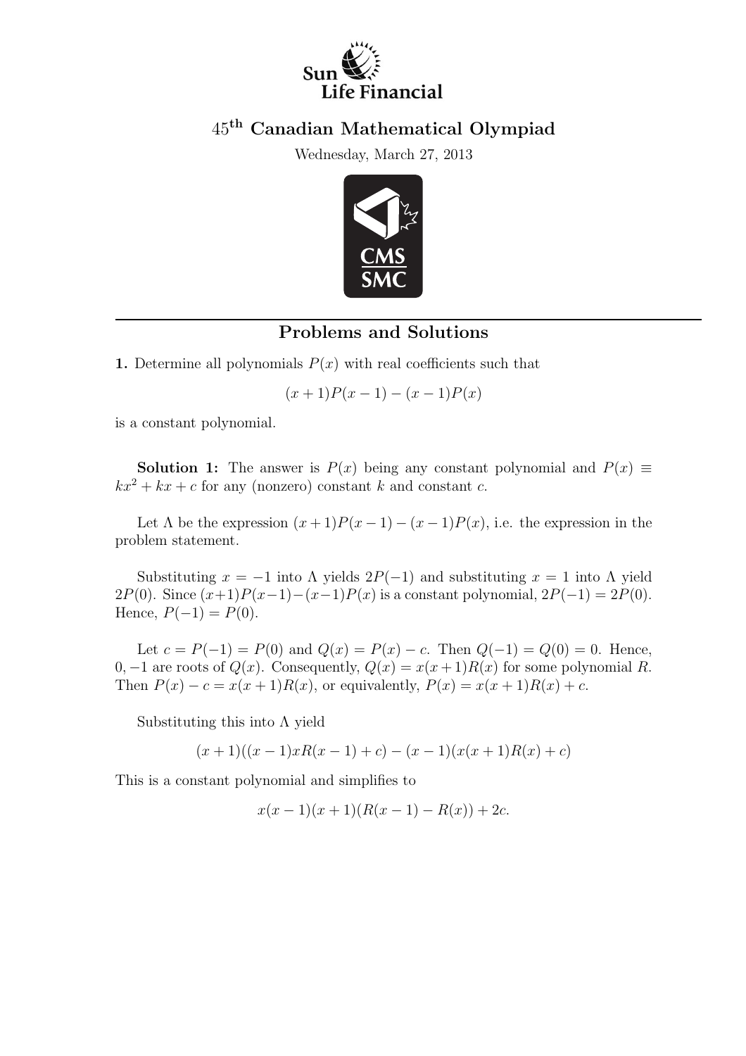# $45^{\text{th}}$ Canadian Mathematical Olympiad

Wednesday, March 27, 2013

## Problems and Solutions

**1.** Determine all polynomials $P(x)$ with real coefficients such that

$$(x+1)P(x-1) - (x-1)P(x)$$

is a constant polynomial.

**Solution 1:** The answer is $P(x)$ being any constant polynomial and $P(x) \equiv kx^2 + kx + c$ for any (nonzero) constant $k$ and constant $c$.

Let $\Lambda$ be the expression $(x+1)P(x-1) - (x-1)P(x)$, i.e. the expression in the problem statement.

Substituting $x = -1$ into $\Lambda$ yields $2P(-1)$ and substituting $x = 1$ into $\Lambda$ yield $2P(0)$. Since $(x+1)P(x-1)-(x-1)P(x)$ is a constant polynomial, $2P(-1) = 2P(0)$. Hence, $P(-1) = P(0)$.

Let $c = P(-1) = P(0)$ and $Q(x) = P(x) - c$. Then $Q(-1) = Q(0) = 0$. Hence, $0, -1$ are roots of $Q(x)$. Consequently, $Q(x) = x(x+1)R(x)$ for some polynomial $R$. Then $P(x) - c = x(x+1)R(x)$, or equivalently, $P(x) = x(x+1)R(x) + c$.

Substituting this into $\Lambda$ yield

$$(x+1)((x-1)xR(x-1) + c) - (x-1)(x(x+1)R(x) + c)$$

This is a constant polynomial and simplifies to

$$x(x-1)(x+1)(R(x-1) - R(x)) + 2c.$$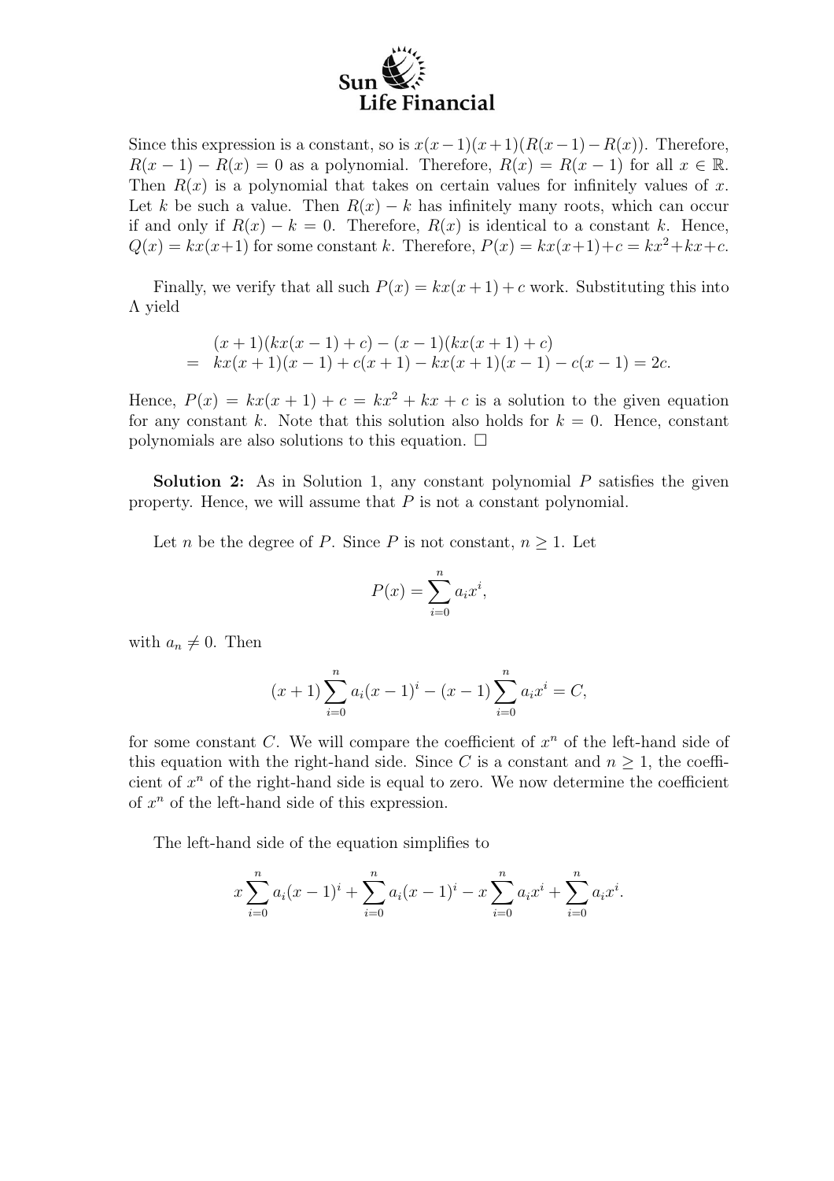Since this expression is a constant, so is $x(x-1)(x+1)(R(x-1)-R(x))$. Therefore, $R(x-1)-R(x) = 0$ as a polynomial. Therefore, $R(x) = R(x-1)$ for all $x \in \mathbb{R}$. Then $R(x)$ is a polynomial that takes on certain values for infinitely values of $x$. Let $k$ be such a value. Then $R(x) - k$ has infinitely many roots, which can occur if and only if $R(x) - k = 0$. Therefore, $R(x)$ is identical to a constant $k$. Hence, $Q(x) = kx(x+1)$ for some constant $k$. Therefore, $P(x) = kx(x+1)+c = kx^2+kx+c$.

Finally, we verify that all such $P(x) = kx(x+1) + c$ work. Substituting this into $\Lambda$ yield

$$
\begin{aligned}
& (x+1)(kx(x-1)+c) - (x-1)(kx(x+1)+c) \\
= \;& kx(x+1)(x-1) + c(x+1) - kx(x+1)(x-1) - c(x-1) = 2c.
\end{aligned}
$$

Hence, $P(x) = kx(x+1) + c = kx^2 + kx + c$ is a solution to the given equation for any constant $k$. Note that this solution also holds for $k = 0$. Hence, constant polynomials are also solutions to this equation. □

**Solution 2:** As in Solution 1, any constant polynomial $P$ satisfies the given property. Hence, we will assume that $P$ is not a constant polynomial.

Let $n$ be the degree of $P$. Since $P$ is not constant, $n \geq 1$. Let

$$
P(x) = \sum_{i=0}^{n} a_i x^i,
$$

with $a_n \neq 0$. Then

$$
(x+1)\sum_{i=0}^{n} a_i (x-1)^i - (x-1)\sum_{i=0}^{n} a_i x^i = C,
$$

for some constant $C$. We will compare the coefficient of $x^n$ of the left-hand side of this equation with the right-hand side. Since $C$ is a constant and $n \geq 1$, the coefficient of $x^n$ of the right-hand side is equal to zero. We now determine the coefficient of $x^n$ of the left-hand side of this expression.

The left-hand side of the equation simplifies to

$$
x\sum_{i=0}^{n} a_i (x-1)^i + \sum_{i=0}^{n} a_i (x-1)^i - x\sum_{i=0}^{n} a_i x^i + \sum_{i=0}^{n} a_i x^i.
$$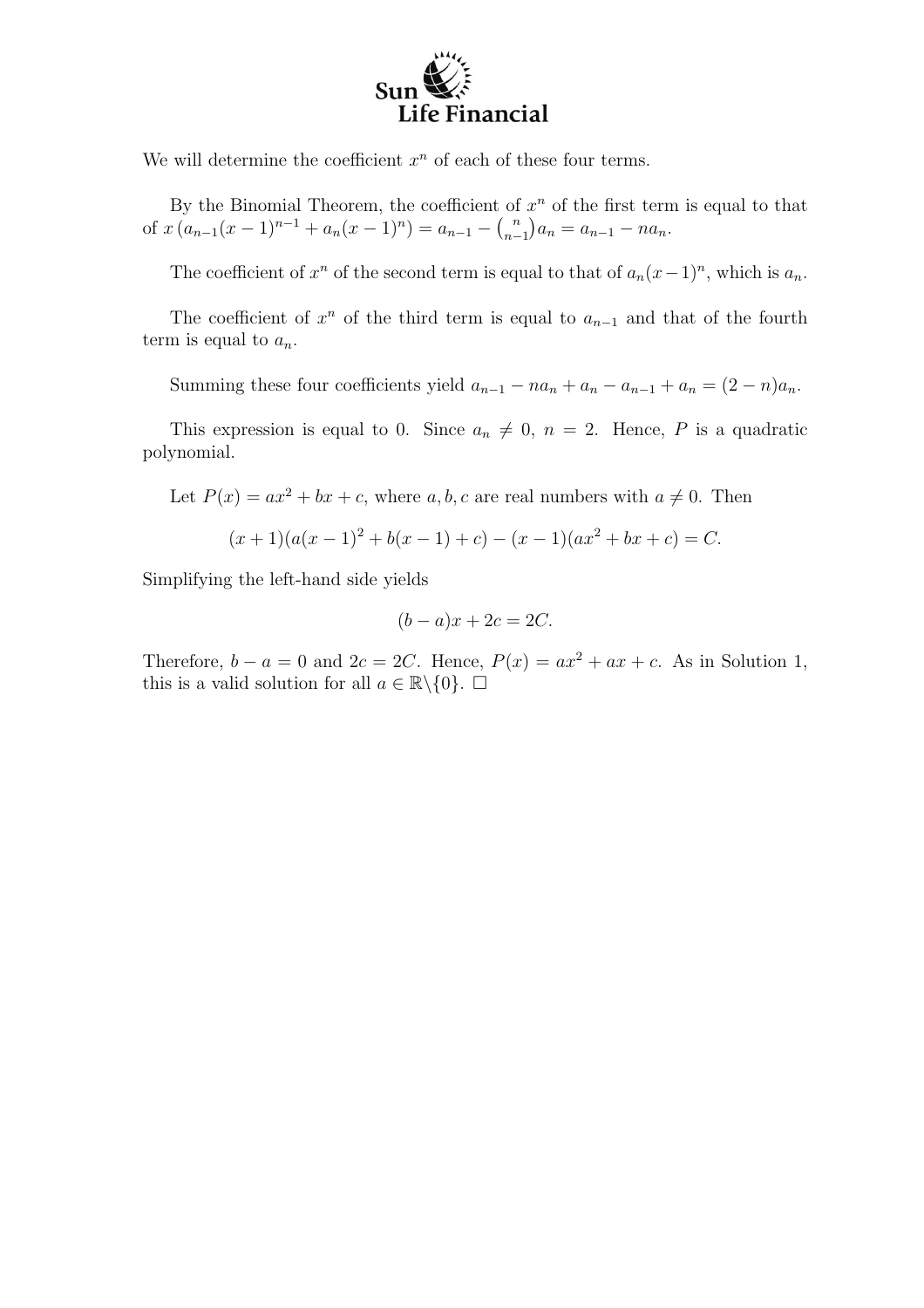We will determine the coefficient $x^n$ of each of these four terms.

By the Binomial Theorem, the coefficient of $x^n$ of the first term is equal to that of $x\left(a_{n-1}(x-1)^{n-1} + a_n(x-1)^n\right) = a_{n-1} - \binom{n}{n-1}a_n = a_{n-1} - na_n$.

The coefficient of $x^n$ of the second term is equal to that of $a_n(x-1)^n$, which is $a_n$.

The coefficient of $x^n$ of the third term is equal to $a_{n-1}$ and that of the fourth term is equal to $a_n$.

Summing these four coefficients yield $a_{n-1} - na_n + a_n - a_{n-1} + a_n = (2-n)a_n$.

This expression is equal to 0. Since $a_n \neq 0$, $n = 2$. Hence, $P$ is a quadratic polynomial.

Let $P(x) = ax^2 + bx + c$, where $a, b, c$ are real numbers with $a \neq 0$. Then

$$(x+1)(a(x-1)^2 + b(x-1) + c) - (x-1)(ax^2 + bx + c) = C.$$

Simplifying the left-hand side yields

$$(b-a)x + 2c = 2C.$$

Therefore, $b - a = 0$ and $2c = 2C$. Hence, $P(x) = ax^2 + ax + c$. As in Solution 1, this is a valid solution for all $a \in \mathbb{R}\backslash\{0\}$. $\square$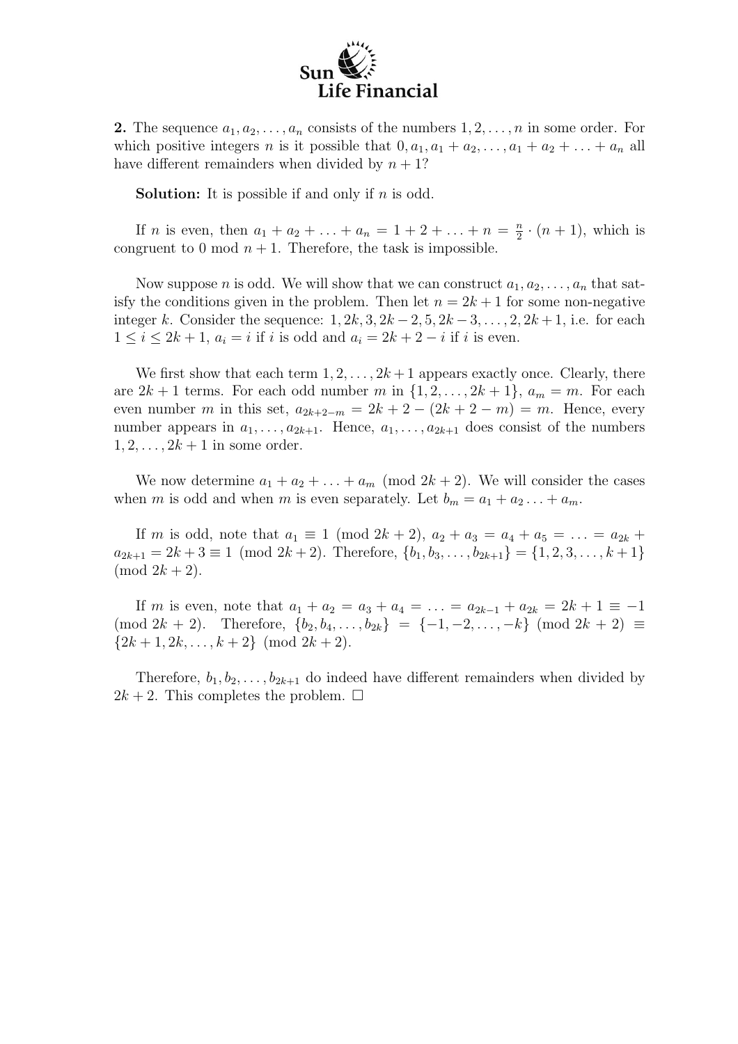**2.** The sequence $a_1, a_2, \ldots, a_n$ consists of the numbers $1, 2, \ldots, n$ in some order. For which positive integers $n$ is it possible that $0, a_1, a_1 + a_2, \ldots, a_1 + a_2 + \ldots + a_n$ all have different remainders when divided by $n + 1$?

**Solution:** It is possible if and only if $n$ is odd.

If $n$ is even, then $a_1 + a_2 + \ldots + a_n = 1 + 2 + \ldots + n = \frac{n}{2} \cdot (n + 1)$, which is congruent to 0 mod $n + 1$. Therefore, the task is impossible.

Now suppose $n$ is odd. We will show that we can construct $a_1, a_2, \ldots, a_n$ that satisfy the conditions given in the problem. Then let $n = 2k + 1$ for some non-negative integer $k$. Consider the sequence: $1, 2k, 3, 2k - 2, 5, 2k - 3, \ldots, 2, 2k + 1$, i.e. for each $1 \le i \le 2k + 1$, $a_i = i$ if $i$ is odd and $a_i = 2k + 2 - i$ if $i$ is even.

We first show that each term $1, 2, \ldots, 2k + 1$ appears exactly once. Clearly, there are $2k + 1$ terms. For each odd number $m$ in $\{1, 2, \ldots, 2k + 1\}$, $a_m = m$. For each even number $m$ in this set, $a_{2k+2-m} = 2k + 2 - (2k + 2 - m) = m$. Hence, every number appears in $a_1, \ldots, a_{2k+1}$. Hence, $a_1, \ldots, a_{2k+1}$ does consist of the numbers $1, 2, \ldots, 2k + 1$ in some order.

We now determine $a_1 + a_2 + \ldots + a_m \pmod{2k + 2}$. We will consider the cases when $m$ is odd and when $m$ is even separately. Let $b_m = a_1 + a_2 \ldots + a_m$.

If $m$ is odd, note that $a_1 \equiv 1 \pmod{2k + 2}$, $a_2 + a_3 = a_4 + a_5 = \ldots = a_{2k} + a_{2k+1} = 2k + 3 \equiv 1 \pmod{2k + 2}$. Therefore, $\{b_1, b_3, \ldots, b_{2k+1}\} = \{1, 2, 3, \ldots, k + 1\} \pmod{2k + 2}$.

If $m$ is even, note that $a_1 + a_2 = a_3 + a_4 = \ldots = a_{2k-1} + a_{2k} = 2k + 1 \equiv -1 \pmod{2k + 2}$. Therefore, $\{b_2, b_4, \ldots, b_{2k}\} = \{-1, -2, \ldots, -k\} \pmod{2k + 2} \equiv \{2k + 1, 2k, \ldots, k + 2\} \pmod{2k + 2}$.

Therefore, $b_1, b_2, \ldots, b_{2k+1}$ do indeed have different remainders when divided by $2k + 2$. This completes the problem. $\Box$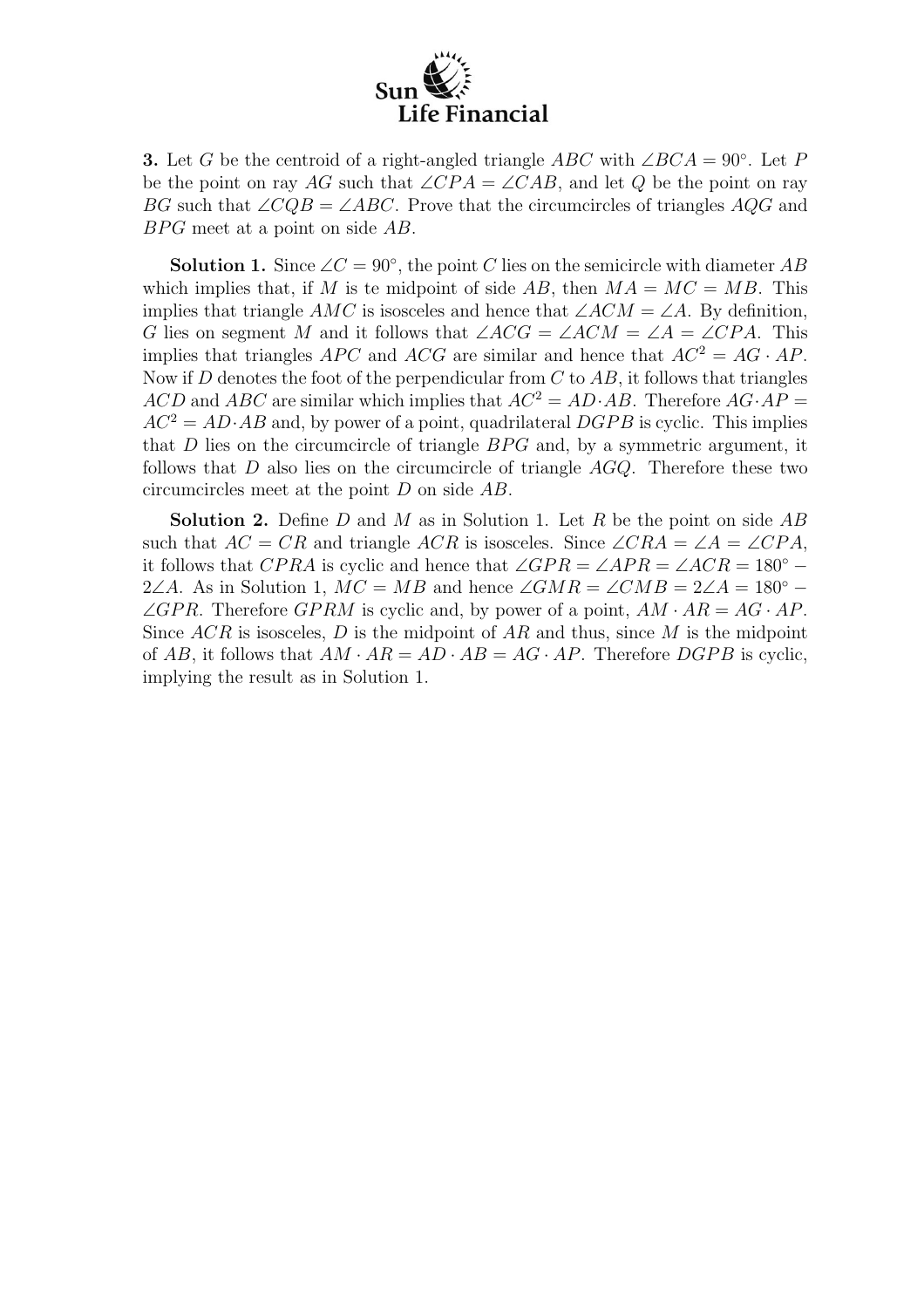**3.** Let $G$ be the centroid of a right-angled triangle $ABC$ with $\angle BCA = 90^\circ$. Let $P$ be the point on ray $AG$ such that $\angle CPA = \angle CAB$, and let $Q$ be the point on ray $BG$ such that $\angle CQB = \angle ABC$. Prove that the circumcircles of triangles $AQG$ and $BPG$ meet at a point on side $AB$.

**Solution 1.** Since $\angle C = 90^\circ$, the point $C$ lies on the semicircle with diameter $AB$ which implies that, if $M$ is te midpoint of side $AB$, then $MA = MC = MB$. This implies that triangle $AMC$ is isosceles and hence that $\angle ACM = \angle A$. By definition, $G$ lies on segment $M$ and it follows that $\angle ACG = \angle ACM = \angle A = \angle CPA$. This implies that triangles $APC$ and $ACG$ are similar and hence that $AC^2 = AG \cdot AP$. Now if $D$ denotes the foot of the perpendicular from $C$ to $AB$, it follows that triangles $ACD$ and $ABC$ are similar which implies that $AC^2 = AD \cdot AB$. Therefore $AG \cdot AP = AC^2 = AD \cdot AB$ and, by power of a point, quadrilateral $DGPB$ is cyclic. This implies that $D$ lies on the circumcircle of triangle $BPG$ and, by a symmetric argument, it follows that $D$ also lies on the circumcircle of triangle $AGQ$. Therefore these two circumcircles meet at the point $D$ on side $AB$.

**Solution 2.** Define $D$ and $M$ as in Solution 1. Let $R$ be the point on side $AB$ such that $AC = CR$ and triangle $ACR$ is isosceles. Since $\angle CRA = \angle A = \angle CPA$, it follows that $CPRA$ is cyclic and hence that $\angle GPR = \angle APR = \angle ACR = 180^\circ - 2\angle A$. As in Solution 1, $MC = MB$ and hence $\angle GMR = \angle CMB = 2\angle A = 180^\circ - \angle GPR$. Therefore $GPRM$ is cyclic and, by power of a point, $AM \cdot AR = AG \cdot AP$. Since $ACR$ is isosceles, $D$ is the midpoint of $AR$ and thus, since $M$ is the midpoint of $AB$, it follows that $AM \cdot AR = AD \cdot AB = AG \cdot AP$. Therefore $DGPB$ is cyclic, implying the result as in Solution 1.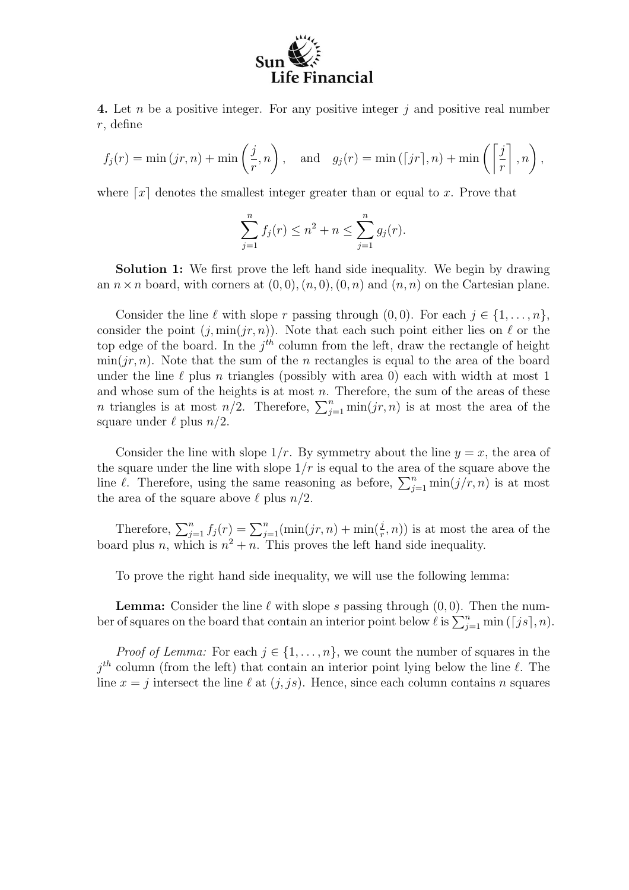**4.** Let $n$ be a positive integer. For any positive integer $j$ and positive real number $r$, define

$$f_j(r) = \min(jr, n) + \min\left(\frac{j}{r}, n\right), \quad \text{and} \quad g_j(r) = \min(\lceil jr \rceil, n) + \min\left(\left\lceil \frac{j}{r} \right\rceil, n\right),$$

where $\lceil x \rceil$ denotes the smallest integer greater than or equal to $x$. Prove that

$$\sum_{j=1}^{n} f_j(r) \leq n^2 + n \leq \sum_{j=1}^{n} g_j(r).$$

**Solution 1:** We first prove the left hand side inequality. We begin by drawing an $n \times n$ board, with corners at $(0,0), (n,0), (0,n)$ and $(n,n)$ on the Cartesian plane.

Consider the line $\ell$ with slope $r$ passing through $(0,0)$. For each $j \in \{1, \ldots, n\}$, consider the point $(j, \min(jr, n))$. Note that each such point either lies on $\ell$ or the top edge of the board. In the $j^{th}$ column from the left, draw the rectangle of height $\min(jr, n)$. Note that the sum of the $n$ rectangles is equal to the area of the board under the line $\ell$ plus $n$ triangles (possibly with area 0) each with width at most 1 and whose sum of the heights is at most $n$. Therefore, the sum of the areas of these $n$ triangles is at most $n/2$. Therefore, $\sum_{j=1}^{n} \min(jr, n)$ is at most the area of the square under $\ell$ plus $n/2$.

Consider the line with slope $1/r$. By symmetry about the line $y = x$, the area of the square under the line with slope $1/r$ is equal to the area of the square above the line $\ell$. Therefore, using the same reasoning as before, $\sum_{j=1}^{n} \min(j/r, n)$ is at most the area of the square above $\ell$ plus $n/2$.

Therefore, $\sum_{j=1}^{n} f_j(r) = \sum_{j=1}^{n} (\min(jr, n) + \min(\frac{j}{r}, n))$ is at most the area of the board plus $n$, which is $n^2 + n$. This proves the left hand side inequality.

To prove the right hand side inequality, we will use the following lemma:

**Lemma:** Consider the line $\ell$ with slope $s$ passing through $(0,0)$. Then the number of squares on the board that contain an interior point below $\ell$ is $\sum_{j=1}^{n} \min(\lceil js \rceil, n)$.

*Proof of Lemma:* For each $j \in \{1, \ldots, n\}$, we count the number of squares in the $j^{th}$ column (from the left) that contain an interior point lying below the line $\ell$. The line $x = j$ intersect the line $\ell$ at $(j, js)$. Hence, since each column contains $n$ squares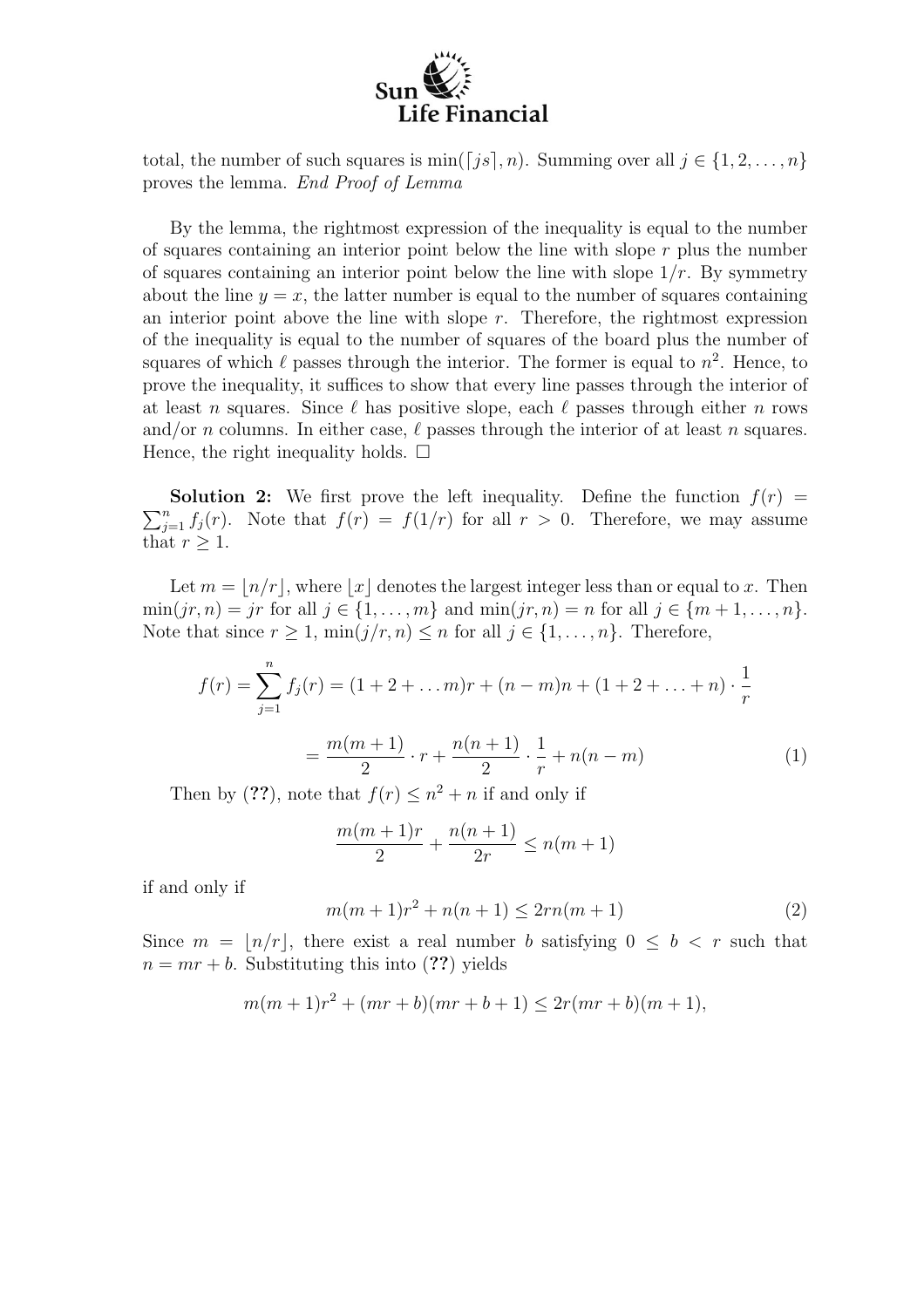total, the number of such squares is $\min(\lceil js \rceil, n)$. Summing over all $j \in \{1, 2, \ldots, n\}$ proves the lemma. *End Proof of Lemma*

By the lemma, the rightmost expression of the inequality is equal to the number of squares containing an interior point below the line with slope $r$ plus the number of squares containing an interior point below the line with slope $1/r$. By symmetry about the line $y = x$, the latter number is equal to the number of squares containing an interior point above the line with slope $r$. Therefore, the rightmost expression of the inequality is equal to the number of squares of the board plus the number of squares of which $\ell$ passes through the interior. The former is equal to $n^2$. Hence, to prove the inequality, it suffices to show that every line passes through the interior of at least $n$ squares. Since $\ell$ has positive slope, each $\ell$ passes through either $n$ rows and/or $n$ columns. In either case, $\ell$ passes through the interior of at least $n$ squares. Hence, the right inequality holds. □

**Solution 2:** We first prove the left inequality. Define the function $f(r) = \sum_{j=1}^{n} f_j(r)$. Note that $f(r) = f(1/r)$ for all $r > 0$. Therefore, we may assume that $r \geq 1$.

Let $m = \lfloor n/r \rfloor$, where $\lfloor x \rfloor$ denotes the largest integer less than or equal to $x$. Then $\min(jr, n) = jr$ for all $j \in \{1, \ldots, m\}$ and $\min(jr, n) = n$ for all $j \in \{m+1, \ldots, n\}$. Note that since $r \geq 1$, $\min(j/r, n) \leq n$ for all $j \in \{1, \ldots, n\}$. Therefore,

$$f(r) = \sum_{j=1}^{n} f_j(r) = (1 + 2 + \ldots m)r + (n-m)n + (1 + 2 + \ldots + n) \cdot \frac{1}{r}$$

$$= \frac{m(m+1)}{2} \cdot r + \frac{n(n+1)}{2} \cdot \frac{1}{r} + n(n-m) \tag{1}$$

Then by (**??**), note that $f(r) \leq n^2 + n$ if and only if

$$\frac{m(m+1)r}{2} + \frac{n(n+1)}{2r} \leq n(m+1)$$

if and only if

$$m(m+1)r^2 + n(n+1) \leq 2rn(m+1) \tag{2}$$

Since $m = \lfloor n/r \rfloor$, there exist a real number $b$ satisfying $0 \leq b < r$ such that $n = mr + b$. Substituting this into (**??**) yields

$$m(m+1)r^2 + (mr+b)(mr+b+1) \leq 2r(mr+b)(m+1),$$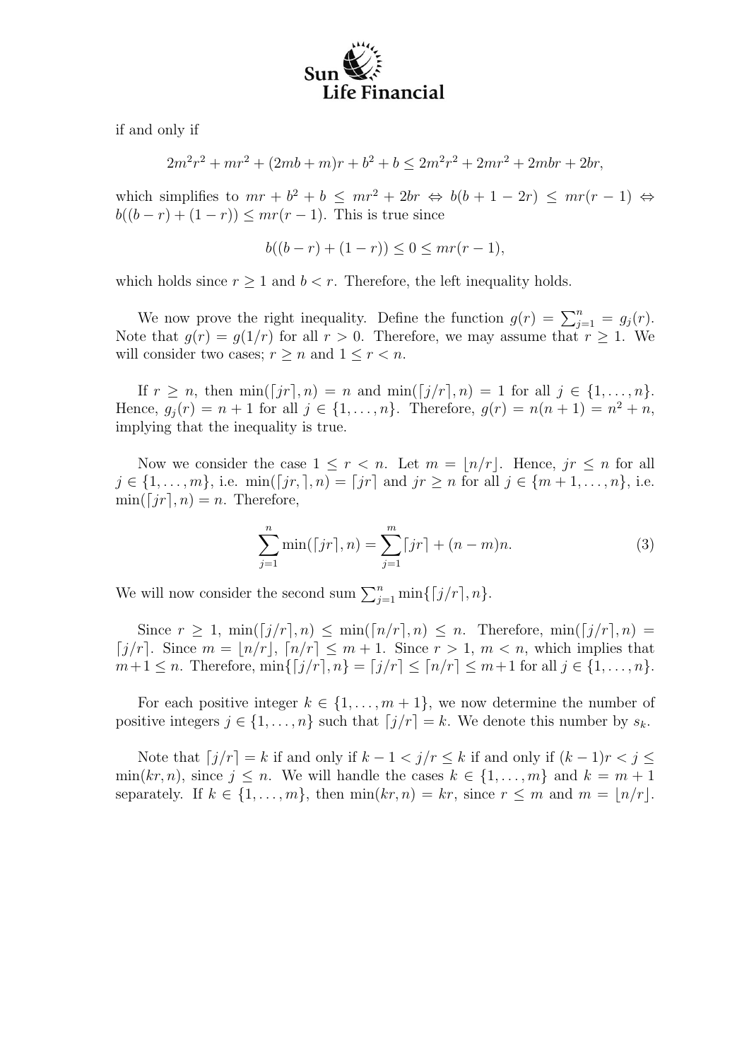if and only if

$$2m^2r^2 + mr^2 + (2mb + m)r + b^2 + b \leq 2m^2r^2 + 2mr^2 + 2mbr + 2br,$$

which simplifies to $mr + b^2 + b \leq mr^2 + 2br \Leftrightarrow b(b + 1 - 2r) \leq mr(r-1) \Leftrightarrow b((b-r) + (1-r)) \leq mr(r-1)$. This is true since

$$b((b-r) + (1-r)) \leq 0 \leq mr(r-1),$$

which holds since $r \geq 1$ and $b < r$. Therefore, the left inequality holds.

We now prove the right inequality. Define the function $g(r) = \sum_{j=1}^{n} = g_j(r)$. Note that $g(r) = g(1/r)$ for all $r > 0$. Therefore, we may assume that $r \geq 1$. We will consider two cases; $r \geq n$ and $1 \leq r < n$.

If $r \geq n$, then $\min(\lceil jr \rceil, n) = n$ and $\min(\lceil j/r \rceil, n) = 1$ for all $j \in \{1, \ldots, n\}$. Hence, $g_j(r) = n + 1$ for all $j \in \{1, \ldots, n\}$. Therefore, $g(r) = n(n+1) = n^2 + n$, implying that the inequality is true.

Now we consider the case $1 \leq r < n$. Let $m = \lfloor n/r \rfloor$. Hence, $jr \leq n$ for all $j \in \{1, \ldots, m\}$, i.e. $\min(\lceil jr, \rceil, n) = \lceil jr \rceil$ and $jr \geq n$ for all $j \in \{m+1, \ldots, n\}$, i.e. $\min(\lceil jr \rceil, n) = n$. Therefore,

$$\sum_{j=1}^{n} \min(\lceil jr \rceil, n) = \sum_{j=1}^{m} \lceil jr \rceil + (n-m)n. \tag{3}$$

We will now consider the second sum $\sum_{j=1}^{n} \min\{\lceil j/r \rceil, n\}$.

Since $r \geq 1$, $\min(\lceil j/r \rceil, n) \leq \min(\lceil n/r \rceil, n) \leq n$. Therefore, $\min(\lceil j/r \rceil, n) = \lceil j/r \rceil$. Since $m = \lfloor n/r \rfloor$, $\lceil n/r \rceil \leq m + 1$. Since $r > 1$, $m < n$, which implies that $m+1 \leq n$. Therefore, $\min\{\lceil j/r \rceil, n\} = \lceil j/r \rceil \leq \lceil n/r \rceil \leq m+1$ for all $j \in \{1, \ldots, n\}$.

For each positive integer $k \in \{1, \ldots, m+1\}$, we now determine the number of positive integers $j \in \{1, \ldots, n\}$ such that $\lceil j/r \rceil = k$. We denote this number by $s_k$.

Note that $\lceil j/r \rceil = k$ if and only if $k - 1 < j/r \leq k$ if and only if $(k-1)r < j \leq \min(kr, n)$, since $j \leq n$. We will handle the cases $k \in \{1, \ldots, m\}$ and $k = m+1$ separately. If $k \in \{1, \ldots, m\}$, then $\min(kr, n) = kr$, since $r \leq m$ and $m = \lfloor n/r \rfloor$.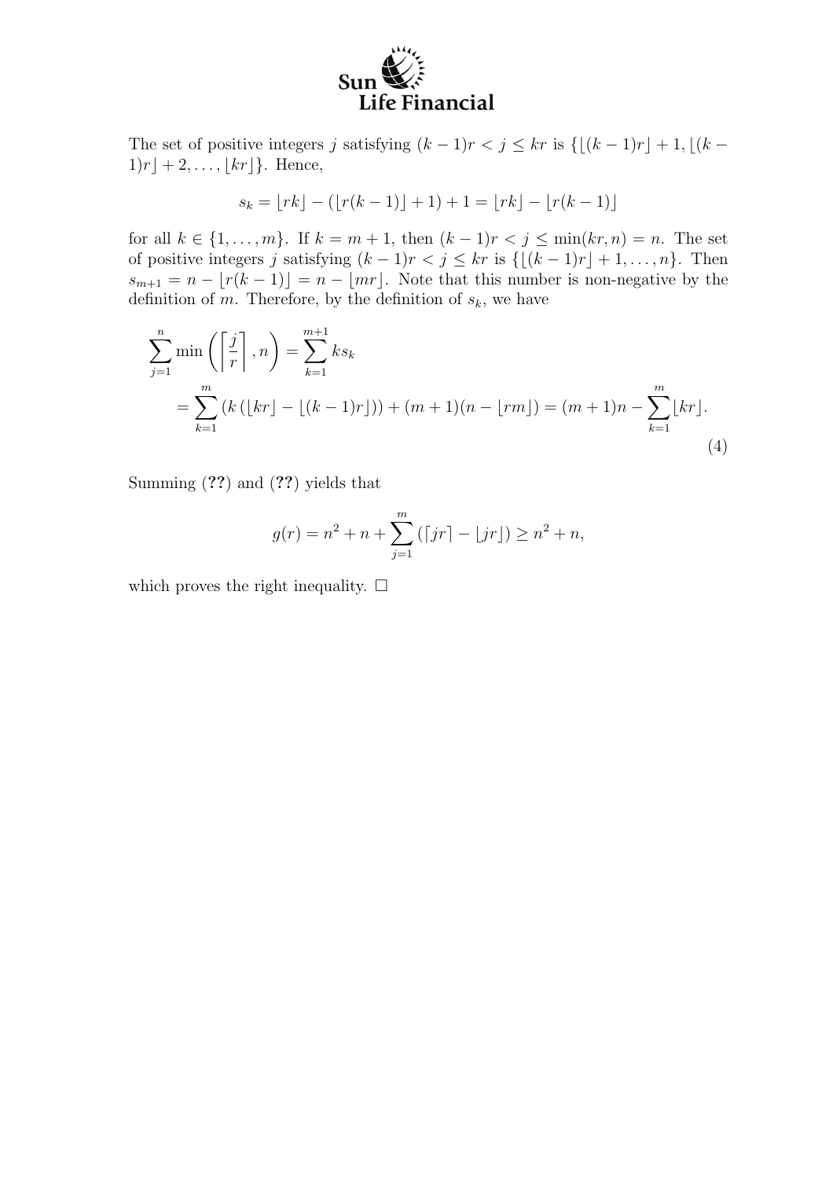The set of positive integers $j$ satisfying $(k-1)r < j \le kr$ is $\{\lfloor (k-1)r \rfloor + 1, \lfloor (k-1)r \rfloor + 2, \dots, \lfloor kr \rfloor\}$. Hence,

$$s_k = \lfloor rk \rfloor - (\lfloor r(k-1) \rfloor + 1) + 1 = \lfloor rk \rfloor - \lfloor r(k-1) \rfloor$$

for all $k \in \{1, \dots, m\}$. If $k = m+1$, then $(k-1)r < j \le \min(kr, n) = n$. The set of positive integers $j$ satisfying $(k-1)r < j \le kr$ is $\{\lfloor (k-1)r \rfloor + 1, \dots, n\}$. Then $s_{m+1} = n - \lfloor r(k-1) \rfloor = n - \lfloor mr \rfloor$. Note that this number is non-negative by the definition of $m$. Therefore, by the definition of $s_k$, we have

$$\begin{aligned}
\sum_{j=1}^{n} \min\left( \left\lceil \frac{j}{r} \right\rceil, n \right) &= \sum_{k=1}^{m+1} k s_k \\
&= \sum_{k=1}^{m} \left( k \left( \lfloor kr \rfloor - \lfloor (k-1)r \rfloor \right) \right) + (m+1)(n - \lfloor rm \rfloor) = (m+1)n - \sum_{k=1}^{m} \lfloor kr \rfloor.
\end{aligned} \tag{4}$$

Summing (**??**) and (**??**) yields that

$$g(r) = n^2 + n + \sum_{j=1}^{m} \left( \lceil jr \rceil - \lfloor jr \rfloor \right) \ge n^2 + n,$$

which proves the right inequality. $\square$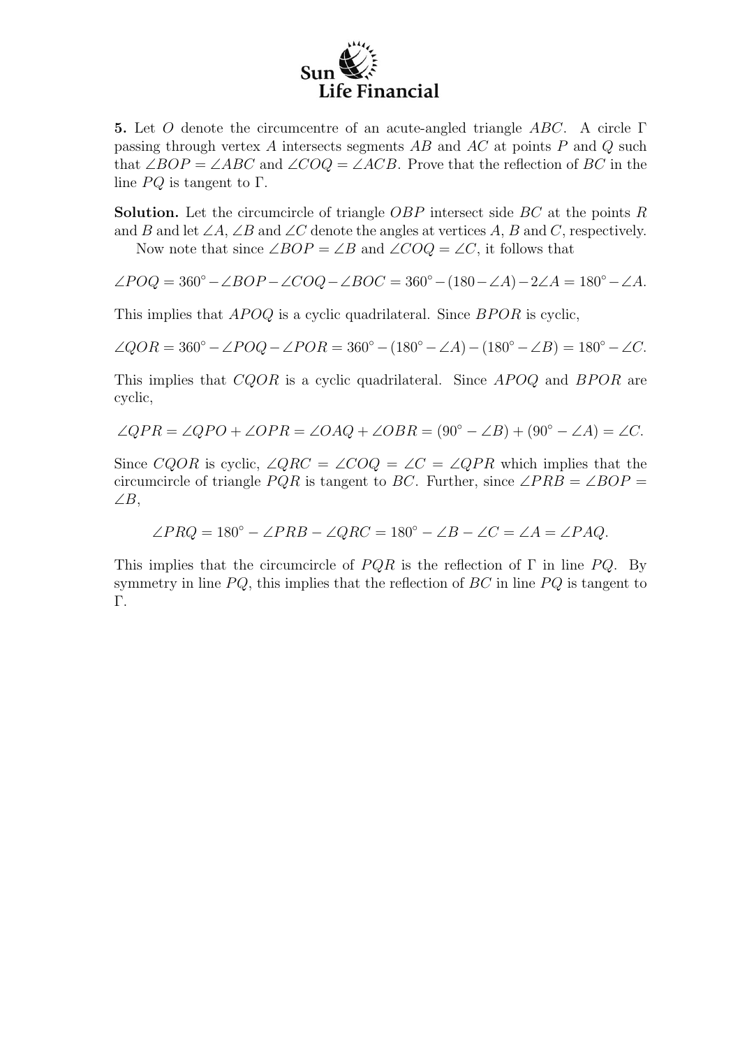**5.** Let $O$ denote the circumcentre of an acute-angled triangle $ABC$. A circle $\Gamma$ passing through vertex $A$ intersects segments $AB$ and $AC$ at points $P$ and $Q$ such that $\angle BOP = \angle ABC$ and $\angle COQ = \angle ACB$. Prove that the reflection of $BC$ in the line $PQ$ is tangent to $\Gamma$.

**Solution.** Let the circumcircle of triangle $OBP$ intersect side $BC$ at the points $R$ and $B$ and let $\angle A$, $\angle B$ and $\angle C$ denote the angles at vertices $A$, $B$ and $C$, respectively.

Now note that since $\angle BOP = \angle B$ and $\angle COQ = \angle C$, it follows that

$$\angle POQ = 360^\circ - \angle BOP - \angle COQ - \angle BOC = 360^\circ - (180 - \angle A) - 2\angle A = 180^\circ - \angle A.$$

This implies that $APOQ$ is a cyclic quadrilateral. Since $BPOR$ is cyclic,

$$\angle QOR = 360^\circ - \angle POQ - \angle POR = 360^\circ - (180^\circ - \angle A) - (180^\circ - \angle B) = 180^\circ - \angle C.$$

This implies that $CQOR$ is a cyclic quadrilateral. Since $APOQ$ and $BPOR$ are cyclic,

$$\angle QPR = \angle QPO + \angle OPR = \angle OAQ + \angle OBR = (90^\circ - \angle B) + (90^\circ - \angle A) = \angle C.$$

Since $CQOR$ is cyclic, $\angle QRC = \angle COQ = \angle C = \angle QPR$ which implies that the circumcircle of triangle $PQR$ is tangent to $BC$. Further, since $\angle PRB = \angle BOP = \angle B$,

$$\angle PRQ = 180^\circ - \angle PRB - \angle QRC = 180^\circ - \angle B - \angle C = \angle A = \angle PAQ.$$

This implies that the circumcircle of $PQR$ is the reflection of $\Gamma$ in line $PQ$. By symmetry in line $PQ$, this implies that the reflection of $BC$ in line $PQ$ is tangent to $\Gamma$.